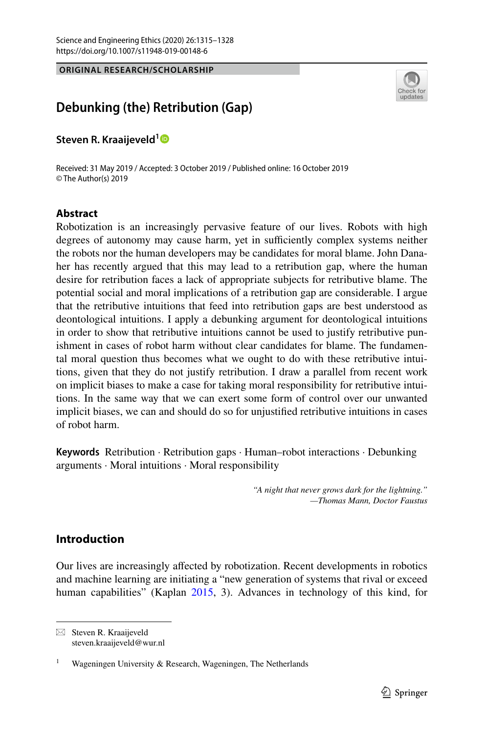ORIGINAL RESEARCH/SCHOLARSHIP

# Debunking (the) Retribution (Gap)

**Steven R. Kraaijeveld**[1]

Received: 31 May 2019 / Accepted: 3 October 2019 / Published online: 16 October 2019
© The Author(s) 2019

## Abstract

Robotization is an increasingly pervasive feature of our lives. Robots with high degrees of autonomy may cause harm, yet in sufficiently complex systems neither the robots nor the human developers may be candidates for moral blame. John Danaher has recently argued that this may lead to a retribution gap, where the human desire for retribution faces a lack of appropriate subjects for retributive blame. The potential social and moral implications of a retribution gap are considerable. I argue that the retributive intuitions that feed into retribution gaps are best understood as deontological intuitions. I apply a debunking argument for deontological intuitions in order to show that retributive intuitions cannot be used to justify retributive punishment in cases of robot harm without clear candidates for blame. The fundamental moral question thus becomes what we ought to do with these retributive intuitions, given that they do not justify retribution. I draw a parallel from recent work on implicit biases to make a case for taking moral responsibility for retributive intuitions. In the same way that we can exert some form of control over our unwanted implicit biases, we can and should do so for unjustified retributive intuitions in cases of robot harm.

**Keywords** Retribution · Retribution gaps · Human–robot interactions · Debunking arguments · Moral intuitions · Moral responsibility

> *"A night that never grows dark for the lightning."*
> *—Thomas Mann, Doctor Faustus*

## Introduction

Our lives are increasingly affected by robotization. Recent developments in robotics and machine learning are initiating a "new generation of systems that rival or exceed human capabilities" (Kaplan 2015, 3). Advances in technology of this kind, for

---

✉ Steven R. Kraaijeveld
steven.kraaijeveld@wur.nl

[1] Wageningen University & Research, Wageningen, The Netherlands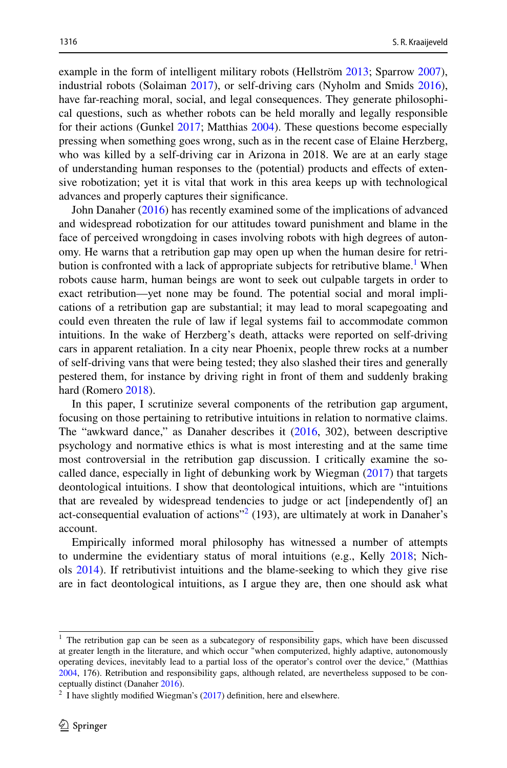example in the form of intelligent military robots (Hellström 2013; Sparrow 2007), industrial robots (Solaiman 2017), or self-driving cars (Nyholm and Smids 2016), have far-reaching moral, social, and legal consequences. They generate philosophical questions, such as whether robots can be held morally and legally responsible for their actions (Gunkel 2017; Matthias 2004). These questions become especially pressing when something goes wrong, such as in the recent case of Elaine Herzberg, who was killed by a self-driving car in Arizona in 2018. We are at an early stage of understanding human responses to the (potential) products and effects of extensive robotization; yet it is vital that work in this area keeps up with technological advances and properly captures their significance.

John Danaher (2016) has recently examined some of the implications of advanced and widespread robotization for our attitudes toward punishment and blame in the face of perceived wrongdoing in cases involving robots with high degrees of autonomy. He warns that a retribution gap may open up when the human desire for retribution is confronted with a lack of appropriate subjects for retributive blame.[1] When robots cause harm, human beings are wont to seek out culpable targets in order to exact retribution—yet none may be found. The potential social and moral implications of a retribution gap are substantial; it may lead to moral scapegoating and could even threaten the rule of law if legal systems fail to accommodate common intuitions. In the wake of Herzberg's death, attacks were reported on self-driving cars in apparent retaliation. In a city near Phoenix, people threw rocks at a number of self-driving vans that were being tested; they also slashed their tires and generally pestered them, for instance by driving right in front of them and suddenly braking hard (Romero 2018).

In this paper, I scrutinize several components of the retribution gap argument, focusing on those pertaining to retributive intuitions in relation to normative claims. The "awkward dance," as Danaher describes it (2016, 302), between descriptive psychology and normative ethics is what is most interesting and at the same time most controversial in the retribution gap discussion. I critically examine the so-called dance, especially in light of debunking work by Wiegman (2017) that targets deontological intuitions. I show that deontological intuitions, which are "intuitions that are revealed by widespread tendencies to judge or act [independently of] an act-consequential evaluation of actions"[2] (193), are ultimately at work in Danaher's account.

Empirically informed moral philosophy has witnessed a number of attempts to undermine the evidentiary status of moral intuitions (e.g., Kelly 2018; Nichols 2014). If retributivist intuitions and the blame-seeking to which they give rise are in fact deontological intuitions, as I argue they are, then one should ask what

---

[1] The retribution gap can be seen as a subcategory of responsibility gaps, which have been discussed at greater length in the literature, and which occur "when computerized, highly adaptive, autonomously operating devices, inevitably lead to a partial loss of the operator's control over the device," (Matthias 2004, 176). Retribution and responsibility gaps, although related, are nevertheless supposed to be conceptually distinct (Danaher 2016).

[2] I have slightly modified Wiegman's (2017) definition, here and elsewhere.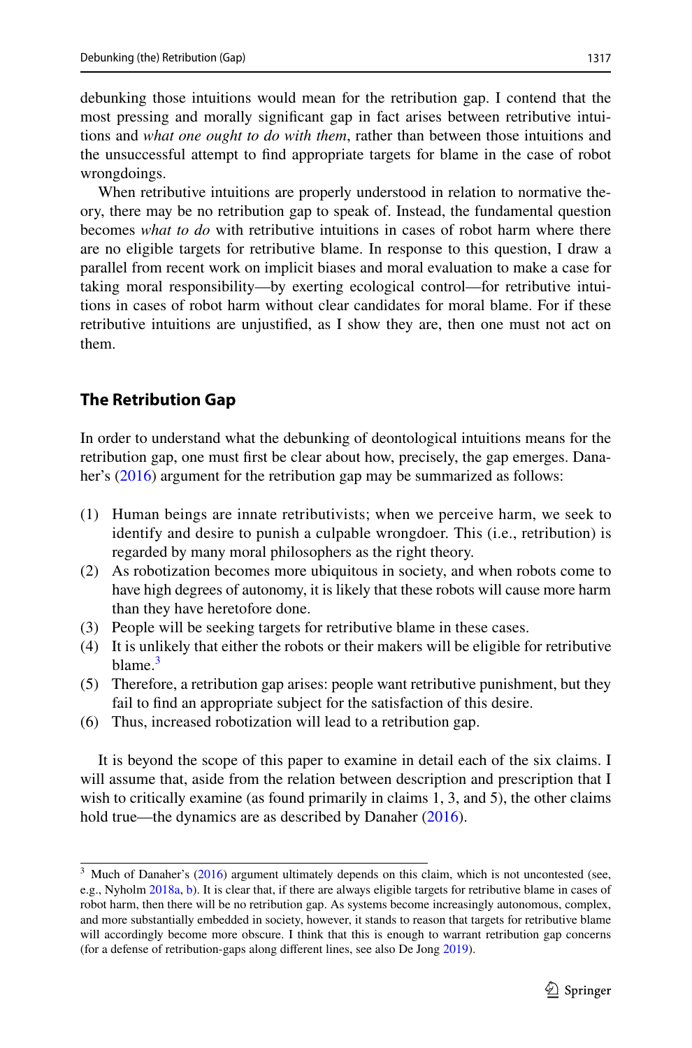debunking those intuitions would mean for the retribution gap. I contend that the most pressing and morally significant gap in fact arises between retributive intuitions and *what one ought to do with them*, rather than between those intuitions and the unsuccessful attempt to find appropriate targets for blame in the case of robot wrongdoings.

When retributive intuitions are properly understood in relation to normative theory, there may be no retribution gap to speak of. Instead, the fundamental question becomes *what to do* with retributive intuitions in cases of robot harm where there are no eligible targets for retributive blame. In response to this question, I draw a parallel from recent work on implicit biases and moral evaluation to make a case for taking moral responsibility—by exerting ecological control—for retributive intuitions in cases of robot harm without clear candidates for moral blame. For if these retributive intuitions are unjustified, as I show they are, then one must not act on them.

## The Retribution Gap

In order to understand what the debunking of deontological intuitions means for the retribution gap, one must first be clear about how, precisely, the gap emerges. Danaher's (2016) argument for the retribution gap may be summarized as follows:

(1) Human beings are innate retributivists; when we perceive harm, we seek to identify and desire to punish a culpable wrongdoer. This (i.e., retribution) is regarded by many moral philosophers as the right theory.
(2) As robotization becomes more ubiquitous in society, and when robots come to have high degrees of autonomy, it is likely that these robots will cause more harm than they have heretofore done.
(3) People will be seeking targets for retributive blame in these cases.
(4) It is unlikely that either the robots or their makers will be eligible for retributive blame.[3]
(5) Therefore, a retribution gap arises: people want retributive punishment, but they fail to find an appropriate subject for the satisfaction of this desire.
(6) Thus, increased robotization will lead to a retribution gap.

It is beyond the scope of this paper to examine in detail each of the six claims. I will assume that, aside from the relation between description and prescription that I wish to critically examine (as found primarily in claims 1, 3, and 5), the other claims hold true—the dynamics are as described by Danaher (2016).

[3] Much of Danaher's (2016) argument ultimately depends on this claim, which is not uncontested (see, e.g., Nyholm 2018a, b). It is clear that, if there are always eligible targets for retributive blame in cases of robot harm, then there will be no retribution gap. As systems become increasingly autonomous, complex, and more substantially embedded in society, however, it stands to reason that targets for retributive blame will accordingly become more obscure. I think that this is enough to warrant retribution gap concerns (for a defense of retribution-gaps along different lines, see also De Jong 2019).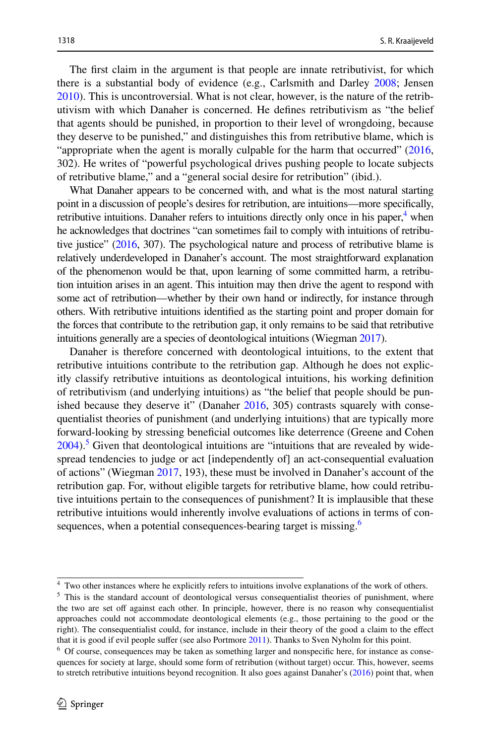The first claim in the argument is that people are innate retributivist, for which there is a substantial body of evidence (e.g., Carlsmith and Darley 2008; Jensen 2010). This is uncontroversial. What is not clear, however, is the nature of the retributivism with which Danaher is concerned. He defines retributivism as "the belief that agents should be punished, in proportion to their level of wrongdoing, because they deserve to be punished," and distinguishes this from retributive blame, which is "appropriate when the agent is morally culpable for the harm that occurred" (2016, 302). He writes of "powerful psychological drives pushing people to locate subjects of retributive blame," and a "general social desire for retribution" (ibid.).

What Danaher appears to be concerned with, and what is the most natural starting point in a discussion of people's desires for retribution, are intuitions—more specifically, retributive intuitions. Danaher refers to intuitions directly only once in his paper,[4] when he acknowledges that doctrines "can sometimes fail to comply with intuitions of retributive justice" (2016, 307). The psychological nature and process of retributive blame is relatively underdeveloped in Danaher's account. The most straightforward explanation of the phenomenon would be that, upon learning of some committed harm, a retribution intuition arises in an agent. This intuition may then drive the agent to respond with some act of retribution—whether by their own hand or indirectly, for instance through others. With retributive intuitions identified as the starting point and proper domain for the forces that contribute to the retribution gap, it only remains to be said that retributive intuitions generally are a species of deontological intuitions (Wiegman 2017).

Danaher is therefore concerned with deontological intuitions, to the extent that retributive intuitions contribute to the retribution gap. Although he does not explicitly classify retributive intuitions as deontological intuitions, his working definition of retributivism (and underlying intuitions) as "the belief that people should be punished because they deserve it" (Danaher 2016, 305) contrasts squarely with consequentialist theories of punishment (and underlying intuitions) that are typically more forward-looking by stressing beneficial outcomes like deterrence (Greene and Cohen 2004).[5] Given that deontological intuitions are "intuitions that are revealed by widespread tendencies to judge or act [independently of] an act-consequential evaluation of actions" (Wiegman 2017, 193), these must be involved in Danaher's account of the retribution gap. For, without eligible targets for retributive blame, how could retributive intuitions pertain to the consequences of punishment? It is implausible that these retributive intuitions would inherently involve evaluations of actions in terms of consequences, when a potential consequences-bearing target is missing.[6]

---

[4] Two other instances where he explicitly refers to intuitions involve explanations of the work of others.

[5] This is the standard account of deontological versus consequentialist theories of punishment, where the two are set off against each other. In principle, however, there is no reason why consequentialist approaches could not accommodate deontological elements (e.g., those pertaining to the good or the right). The consequentialist could, for instance, include in their theory of the good a claim to the effect that it is good if evil people suffer (see also Portmore 2011). Thanks to Sven Nyholm for this point.

[6] Of course, consequences may be taken as something larger and nonspecific here, for instance as consequences for society at large, should some form of retribution (without target) occur. This, however, seems to stretch retributive intuitions beyond recognition. It also goes against Danaher's (2016) point that, when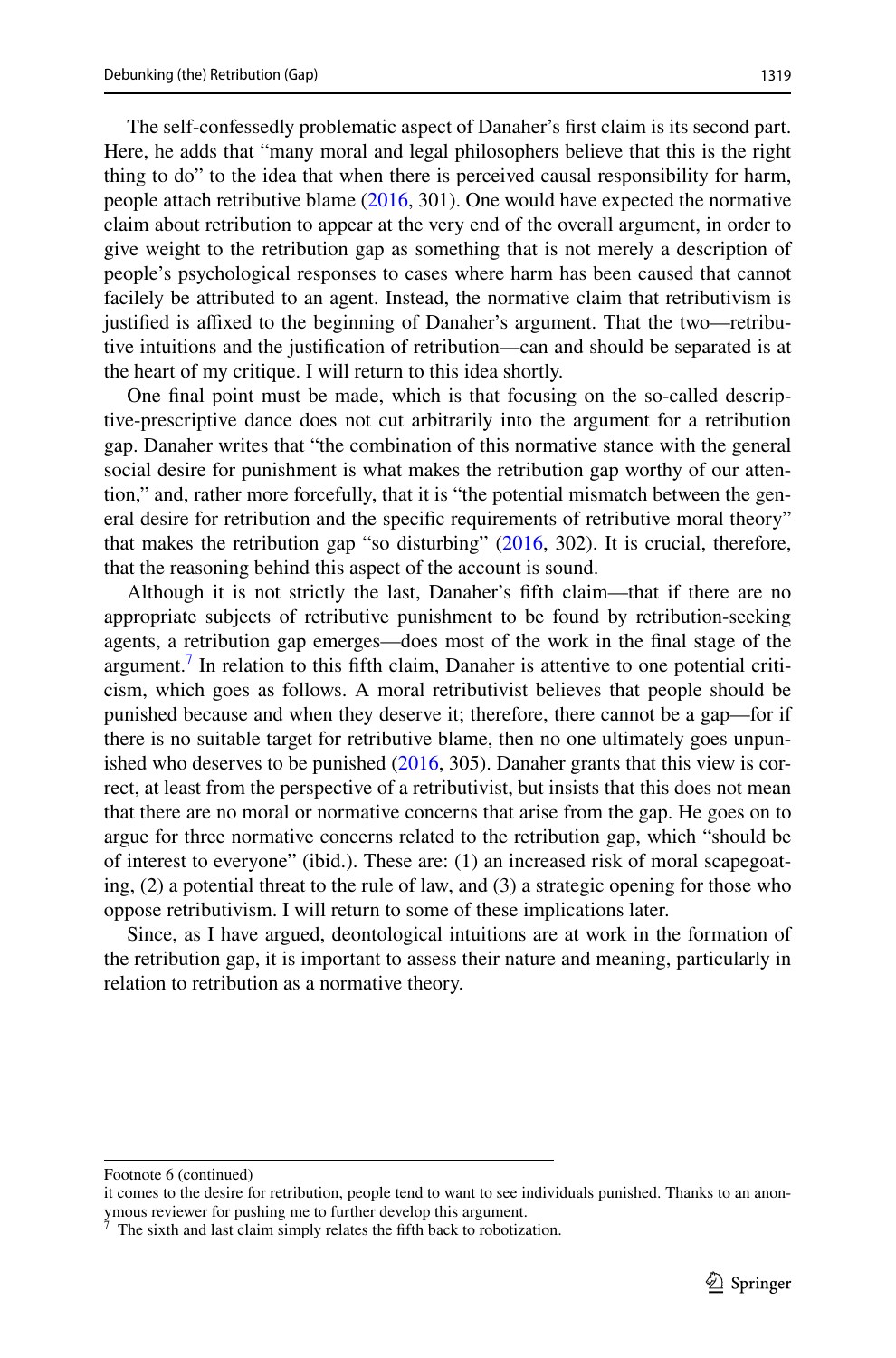The self-confessedly problematic aspect of Danaher's first claim is its second part. Here, he adds that "many moral and legal philosophers believe that this is the right thing to do" to the idea that when there is perceived causal responsibility for harm, people attach retributive blame (2016, 301). One would have expected the normative claim about retribution to appear at the very end of the overall argument, in order to give weight to the retribution gap as something that is not merely a description of people's psychological responses to cases where harm has been caused that cannot facilely be attributed to an agent. Instead, the normative claim that retributivism is justified is affixed to the beginning of Danaher's argument. That the two—retributive intuitions and the justification of retribution—can and should be separated is at the heart of my critique. I will return to this idea shortly.

One final point must be made, which is that focusing on the so-called descriptive-prescriptive dance does not cut arbitrarily into the argument for a retribution gap. Danaher writes that "the combination of this normative stance with the general social desire for punishment is what makes the retribution gap worthy of our attention," and, rather more forcefully, that it is "the potential mismatch between the general desire for retribution and the specific requirements of retributive moral theory" that makes the retribution gap "so disturbing" (2016, 302). It is crucial, therefore, that the reasoning behind this aspect of the account is sound.

Although it is not strictly the last, Danaher's fifth claim—that if there are no appropriate subjects of retributive punishment to be found by retribution-seeking agents, a retribution gap emerges—does most of the work in the final stage of the argument.[7] In relation to this fifth claim, Danaher is attentive to one potential criticism, which goes as follows. A moral retributivist believes that people should be punished because and when they deserve it; therefore, there cannot be a gap—for if there is no suitable target for retributive blame, then no one ultimately goes unpunished who deserves to be punished (2016, 305). Danaher grants that this view is correct, at least from the perspective of a retributivist, but insists that this does not mean that there are no moral or normative concerns that arise from the gap. He goes on to argue for three normative concerns related to the retribution gap, which "should be of interest to everyone" (ibid.). These are: (1) an increased risk of moral scapegoating, (2) a potential threat to the rule of law, and (3) a strategic opening for those who oppose retributivism. I will return to some of these implications later.

Since, as I have argued, deontological intuitions are at work in the formation of the retribution gap, it is important to assess their nature and meaning, particularly in relation to retribution as a normative theory.

---

Footnote 6 (continued)

it comes to the desire for retribution, people tend to want to see individuals punished. Thanks to an anonymous reviewer for pushing me to further develop this argument.

[7] The sixth and last claim simply relates the fifth back to robotization.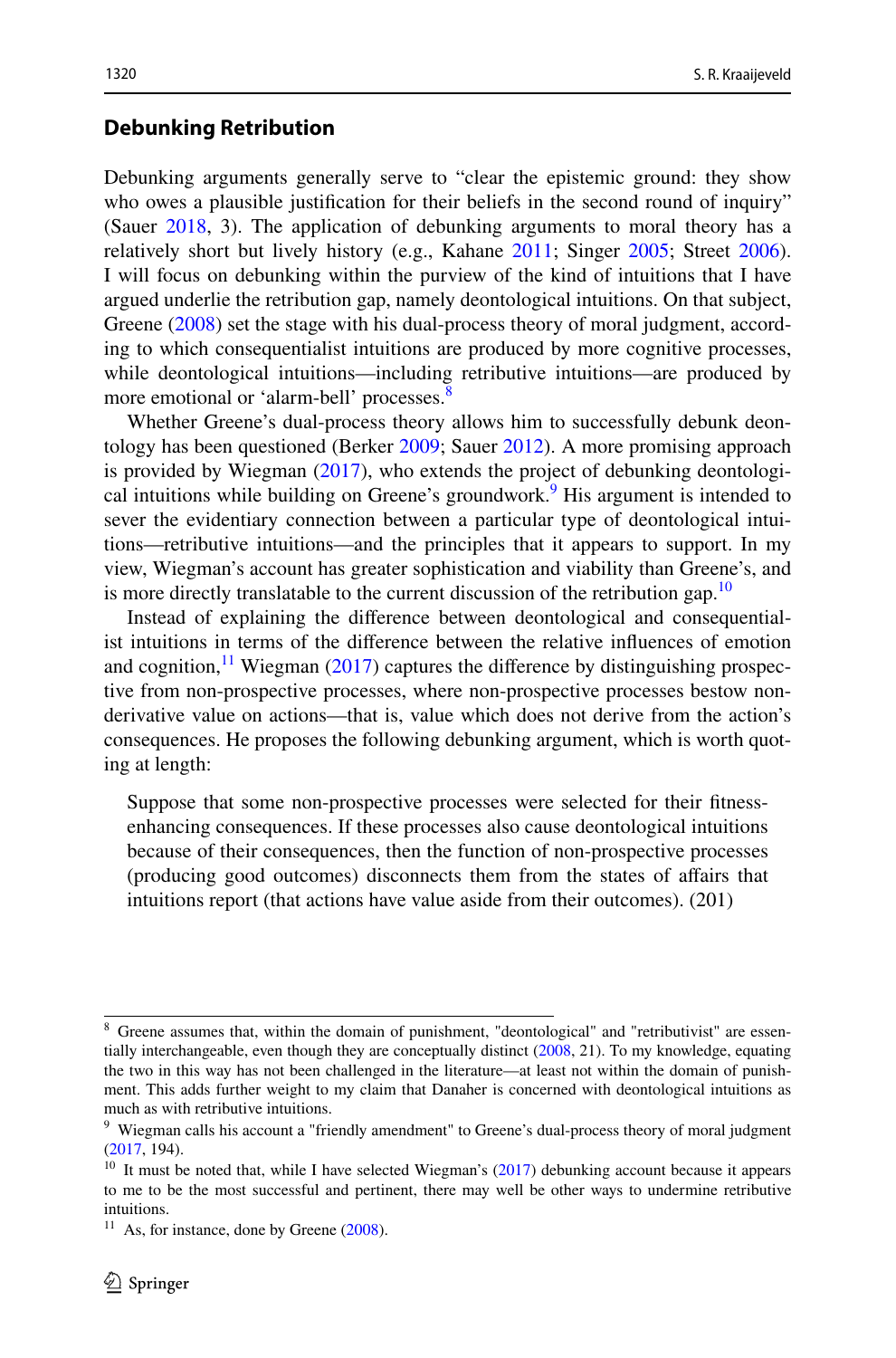## Debunking Retribution

Debunking arguments generally serve to "clear the epistemic ground: they show who owes a plausible justification for their beliefs in the second round of inquiry" (Sauer 2018, 3). The application of debunking arguments to moral theory has a relatively short but lively history (e.g., Kahane 2011; Singer 2005; Street 2006). I will focus on debunking within the purview of the kind of intuitions that I have argued underlie the retribution gap, namely deontological intuitions. On that subject, Greene (2008) set the stage with his dual-process theory of moral judgment, according to which consequentialist intuitions are produced by more cognitive processes, while deontological intuitions—including retributive intuitions—are produced by more emotional or 'alarm-bell' processes.[8]

Whether Greene's dual-process theory allows him to successfully debunk deontology has been questioned (Berker 2009; Sauer 2012). A more promising approach is provided by Wiegman (2017), who extends the project of debunking deontological intuitions while building on Greene's groundwork.[9] His argument is intended to sever the evidentiary connection between a particular type of deontological intuitions—retributive intuitions—and the principles that it appears to support. In my view, Wiegman's account has greater sophistication and viability than Greene's, and is more directly translatable to the current discussion of the retribution gap.[10]

Instead of explaining the difference between deontological and consequentialist intuitions in terms of the difference between the relative influences of emotion and cognition,[11] Wiegman (2017) captures the difference by distinguishing prospective from non-prospective processes, where non-prospective processes bestow non-derivative value on actions—that is, value which does not derive from the action's consequences. He proposes the following debunking argument, which is worth quoting at length:

> Suppose that some non-prospective processes were selected for their fitness-enhancing consequences. If these processes also cause deontological intuitions because of their consequences, then the function of non-prospective processes (producing good outcomes) disconnects them from the states of affairs that intuitions report (that actions have value aside from their outcomes). (201)

---

[8] Greene assumes that, within the domain of punishment, "deontological" and "retributivist" are essentially interchangeable, even though they are conceptually distinct (2008, 21). To my knowledge, equating the two in this way has not been challenged in the literature—at least not within the domain of punishment. This adds further weight to my claim that Danaher is concerned with deontological intuitions as much as with retributive intuitions.

[9] Wiegman calls his account a "friendly amendment" to Greene's dual-process theory of moral judgment (2017, 194).

[10] It must be noted that, while I have selected Wiegman's (2017) debunking account because it appears to me to be the most successful and pertinent, there may well be other ways to undermine retributive intuitions.

[11] As, for instance, done by Greene (2008).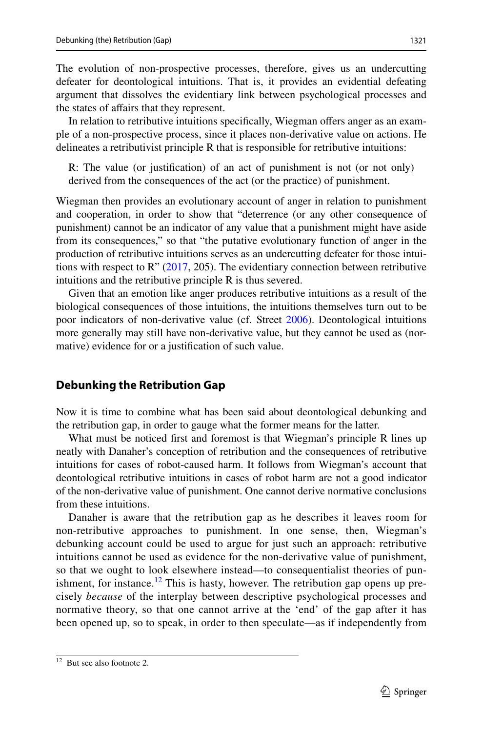The evolution of non-prospective processes, therefore, gives us an undercutting defeater for deontological intuitions. That is, it provides an evidential defeating argument that dissolves the evidentiary link between psychological processes and the states of affairs that they represent.

In relation to retributive intuitions specifically, Wiegman offers anger as an example of a non-prospective process, since it places non-derivative value on actions. He delineates a retributivist principle R that is responsible for retributive intuitions:

> R: The value (or justification) of an act of punishment is not (or not only) derived from the consequences of the act (or the practice) of punishment.

Wiegman then provides an evolutionary account of anger in relation to punishment and cooperation, in order to show that "deterrence (or any other consequence of punishment) cannot be an indicator of any value that a punishment might have aside from its consequences," so that "the putative evolutionary function of anger in the production of retributive intuitions serves as an undercutting defeater for those intuitions with respect to R" (2017, 205). The evidentiary connection between retributive intuitions and the retributive principle R is thus severed.

Given that an emotion like anger produces retributive intuitions as a result of the biological consequences of those intuitions, the intuitions themselves turn out to be poor indicators of non-derivative value (cf. Street 2006). Deontological intuitions more generally may still have non-derivative value, but they cannot be used as (normative) evidence for or a justification of such value.

## Debunking the Retribution Gap

Now it is time to combine what has been said about deontological debunking and the retribution gap, in order to gauge what the former means for the latter.

What must be noticed first and foremost is that Wiegman's principle R lines up neatly with Danaher's conception of retribution and the consequences of retributive intuitions for cases of robot-caused harm. It follows from Wiegman's account that deontological retributive intuitions in cases of robot harm are not a good indicator of the non-derivative value of punishment. One cannot derive normative conclusions from these intuitions.

Danaher is aware that the retribution gap as he describes it leaves room for non-retributive approaches to punishment. In one sense, then, Wiegman's debunking account could be used to argue for just such an approach: retributive intuitions cannot be used as evidence for the non-derivative value of punishment, so that we ought to look elsewhere instead—to consequentialist theories of punishment, for instance.[12] This is hasty, however. The retribution gap opens up precisely *because* of the interplay between descriptive psychological processes and normative theory, so that one cannot arrive at the 'end' of the gap after it has been opened up, so to speak, in order to then speculate—as if independently from

[12] But see also footnote 2.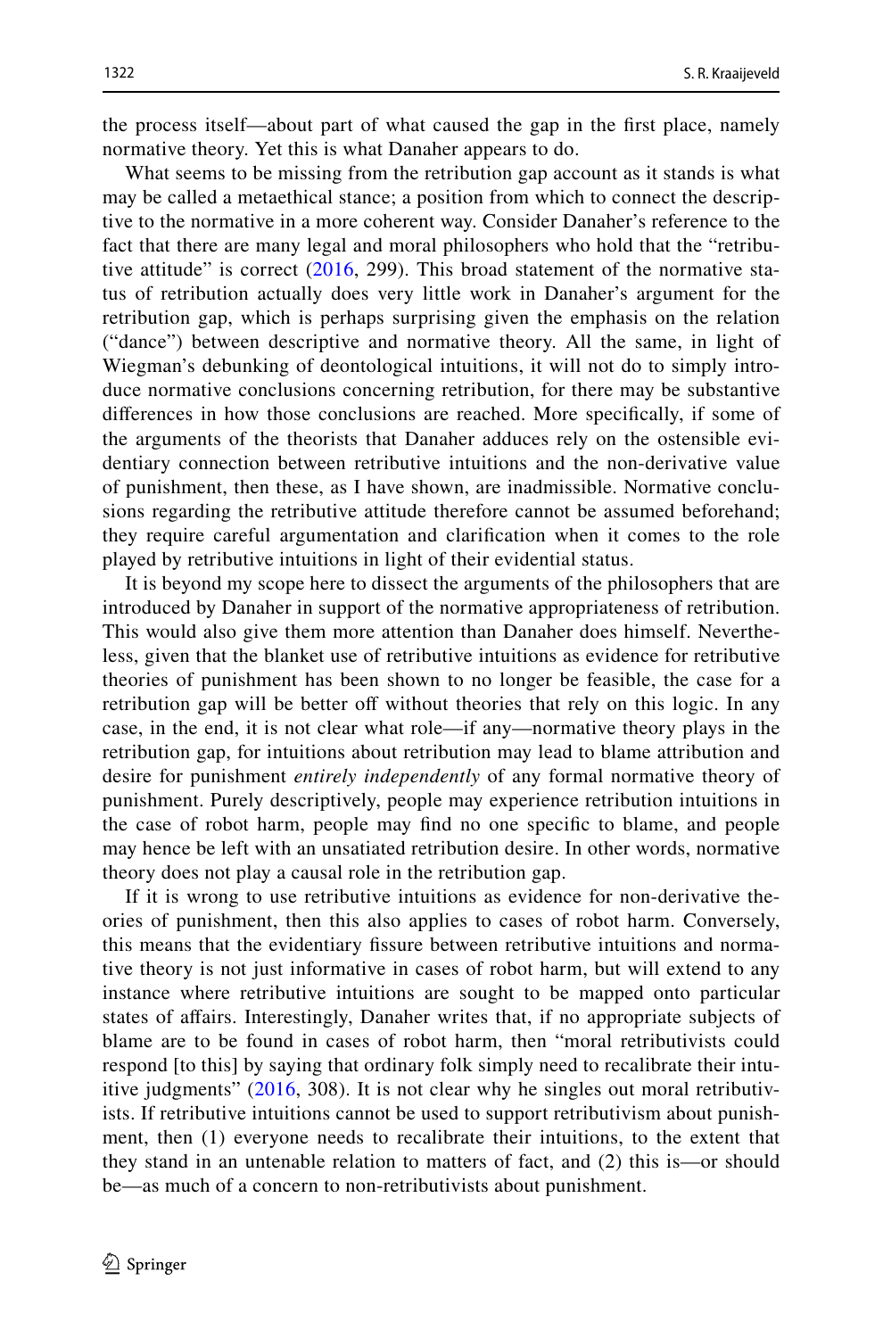the process itself—about part of what caused the gap in the first place, namely normative theory. Yet this is what Danaher appears to do.

What seems to be missing from the retribution gap account as it stands is what may be called a metaethical stance; a position from which to connect the descriptive to the normative in a more coherent way. Consider Danaher's reference to the fact that there are many legal and moral philosophers who hold that the "retributive attitude" is correct (2016, 299). This broad statement of the normative status of retribution actually does very little work in Danaher's argument for the retribution gap, which is perhaps surprising given the emphasis on the relation ("dance") between descriptive and normative theory. All the same, in light of Wiegman's debunking of deontological intuitions, it will not do to simply introduce normative conclusions concerning retribution, for there may be substantive differences in how those conclusions are reached. More specifically, if some of the arguments of the theorists that Danaher adduces rely on the ostensible evidentiary connection between retributive intuitions and the non-derivative value of punishment, then these, as I have shown, are inadmissible. Normative conclusions regarding the retributive attitude therefore cannot be assumed beforehand; they require careful argumentation and clarification when it comes to the role played by retributive intuitions in light of their evidential status.

It is beyond my scope here to dissect the arguments of the philosophers that are introduced by Danaher in support of the normative appropriateness of retribution. This would also give them more attention than Danaher does himself. Nevertheless, given that the blanket use of retributive intuitions as evidence for retributive theories of punishment has been shown to no longer be feasible, the case for a retribution gap will be better off without theories that rely on this logic. In any case, in the end, it is not clear what role—if any—normative theory plays in the retribution gap, for intuitions about retribution may lead to blame attribution and desire for punishment *entirely independently* of any formal normative theory of punishment. Purely descriptively, people may experience retribution intuitions in the case of robot harm, people may find no one specific to blame, and people may hence be left with an unsatiated retribution desire. In other words, normative theory does not play a causal role in the retribution gap.

If it is wrong to use retributive intuitions as evidence for non-derivative theories of punishment, then this also applies to cases of robot harm. Conversely, this means that the evidentiary fissure between retributive intuitions and normative theory is not just informative in cases of robot harm, but will extend to any instance where retributive intuitions are sought to be mapped onto particular states of affairs. Interestingly, Danaher writes that, if no appropriate subjects of blame are to be found in cases of robot harm, then "moral retributivists could respond [to this] by saying that ordinary folk simply need to recalibrate their intuitive judgments" (2016, 308). It is not clear why he singles out moral retributivists. If retributive intuitions cannot be used to support retributivism about punishment, then (1) everyone needs to recalibrate their intuitions, to the extent that they stand in an untenable relation to matters of fact, and (2) this is—or should be—as much of a concern to non-retributivists about punishment.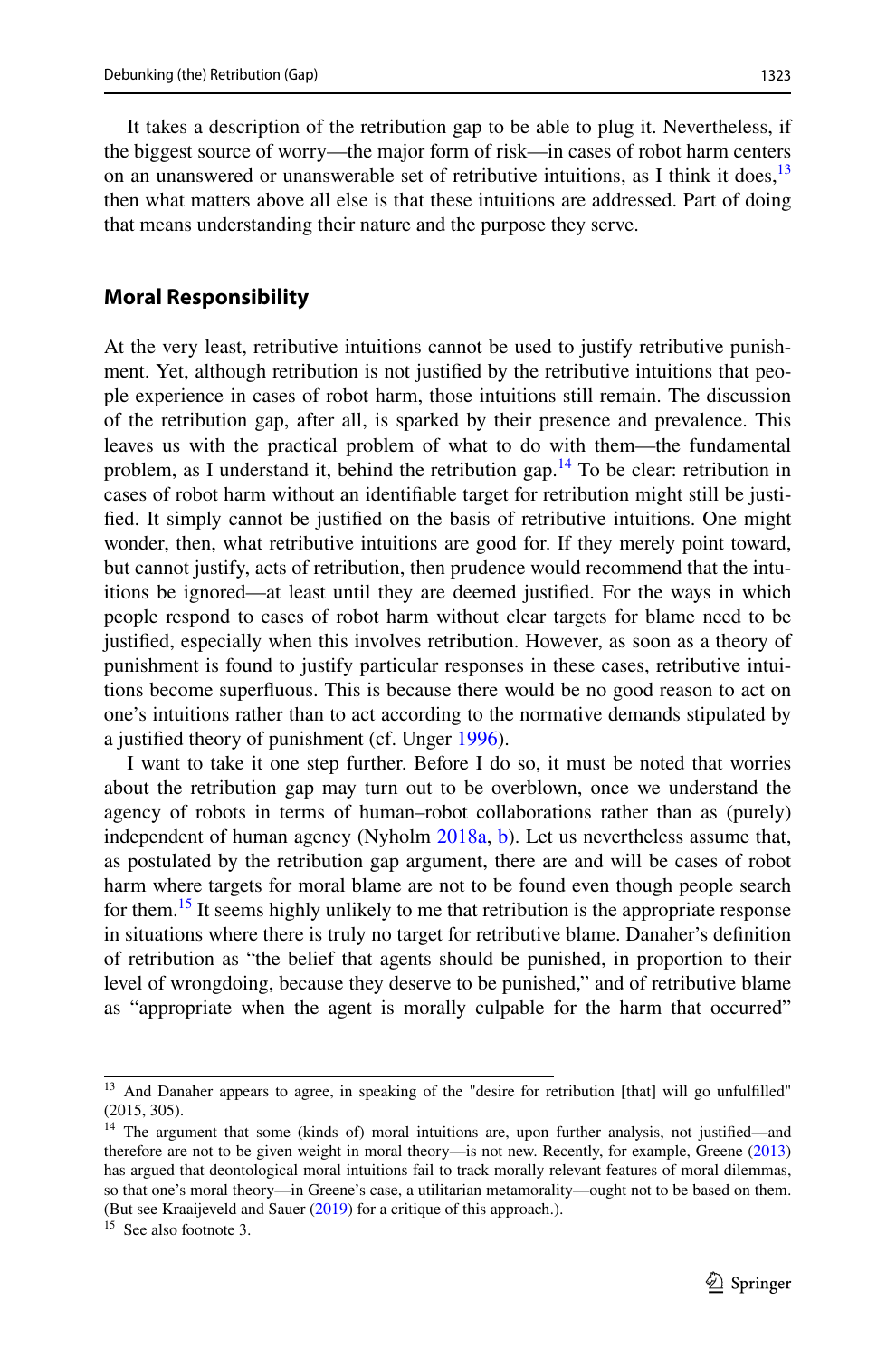It takes a description of the retribution gap to be able to plug it. Nevertheless, if the biggest source of worry—the major form of risk—in cases of robot harm centers on an unanswered or unanswerable set of retributive intuitions, as I think it does,[13] then what matters above all else is that these intuitions are addressed. Part of doing that means understanding their nature and the purpose they serve.

## Moral Responsibility

At the very least, retributive intuitions cannot be used to justify retributive punishment. Yet, although retribution is not justified by the retributive intuitions that people experience in cases of robot harm, those intuitions still remain. The discussion of the retribution gap, after all, is sparked by their presence and prevalence. This leaves us with the practical problem of what to do with them—the fundamental problem, as I understand it, behind the retribution gap.[14] To be clear: retribution in cases of robot harm without an identifiable target for retribution might still be justified. It simply cannot be justified on the basis of retributive intuitions. One might wonder, then, what retributive intuitions are good for. If they merely point toward, but cannot justify, acts of retribution, then prudence would recommend that the intuitions be ignored—at least until they are deemed justified. For the ways in which people respond to cases of robot harm without clear targets for blame need to be justified, especially when this involves retribution. However, as soon as a theory of punishment is found to justify particular responses in these cases, retributive intuitions become superfluous. This is because there would be no good reason to act on one's intuitions rather than to act according to the normative demands stipulated by a justified theory of punishment (cf. Unger 1996).

I want to take it one step further. Before I do so, it must be noted that worries about the retribution gap may turn out to be overblown, once we understand the agency of robots in terms of human–robot collaborations rather than as (purely) independent of human agency (Nyholm 2018a, b). Let us nevertheless assume that, as postulated by the retribution gap argument, there are and will be cases of robot harm where targets for moral blame are not to be found even though people search for them.[15] It seems highly unlikely to me that retribution is the appropriate response in situations where there is truly no target for retributive blame. Danaher's definition of retribution as "the belief that agents should be punished, in proportion to their level of wrongdoing, because they deserve to be punished," and of retributive blame as "appropriate when the agent is morally culpable for the harm that occurred"

---

[13] And Danaher appears to agree, in speaking of the "desire for retribution [that] will go unfulfilled" (2015, 305).

[14] The argument that some (kinds of) moral intuitions are, upon further analysis, not justified—and therefore are not to be given weight in moral theory—is not new. Recently, for example, Greene (2013) has argued that deontological moral intuitions fail to track morally relevant features of moral dilemmas, so that one's moral theory—in Greene's case, a utilitarian metamorality—ought not to be based on them. (But see Kraaijeveld and Sauer (2019) for a critique of this approach.).

[15] See also footnote 3.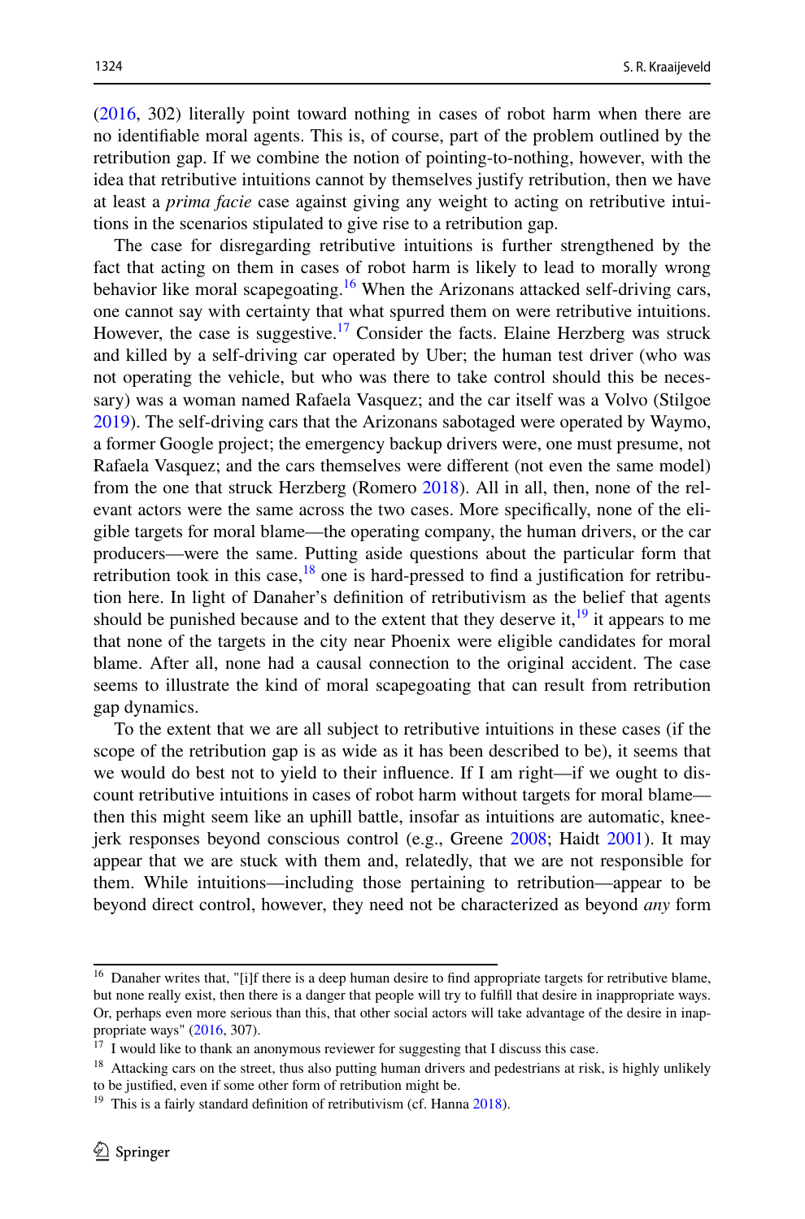(2016, 302) literally point toward nothing in cases of robot harm when there are no identifiable moral agents. This is, of course, part of the problem outlined by the retribution gap. If we combine the notion of pointing-to-nothing, however, with the idea that retributive intuitions cannot by themselves justify retribution, then we have at least a *prima facie* case against giving any weight to acting on retributive intuitions in the scenarios stipulated to give rise to a retribution gap.

The case for disregarding retributive intuitions is further strengthened by the fact that acting on them in cases of robot harm is likely to lead to morally wrong behavior like moral scapegoating.[16] When the Arizonans attacked self-driving cars, one cannot say with certainty that what spurred them on were retributive intuitions. However, the case is suggestive.[17] Consider the facts. Elaine Herzberg was struck and killed by a self-driving car operated by Uber; the human test driver (who was not operating the vehicle, but who was there to take control should this be necessary) was a woman named Rafaela Vasquez; and the car itself was a Volvo (Stilgoe 2019). The self-driving cars that the Arizonans sabotaged were operated by Waymo, a former Google project; the emergency backup drivers were, one must presume, not Rafaela Vasquez; and the cars themselves were different (not even the same model) from the one that struck Herzberg (Romero 2018). All in all, then, none of the relevant actors were the same across the two cases. More specifically, none of the eligible targets for moral blame—the operating company, the human drivers, or the car producers—were the same. Putting aside questions about the particular form that retribution took in this case,[18] one is hard-pressed to find a justification for retribution here. In light of Danaher's definition of retributivism as the belief that agents should be punished because and to the extent that they deserve it,[19] it appears to me that none of the targets in the city near Phoenix were eligible candidates for moral blame. After all, none had a causal connection to the original accident. The case seems to illustrate the kind of moral scapegoating that can result from retribution gap dynamics.

To the extent that we are all subject to retributive intuitions in these cases (if the scope of the retribution gap is as wide as it has been described to be), it seems that we would do best not to yield to their influence. If I am right—if we ought to discount retributive intuitions in cases of robot harm without targets for moral blame—then this might seem like an uphill battle, insofar as intuitions are automatic, knee-jerk responses beyond conscious control (e.g., Greene 2008; Haidt 2001). It may appear that we are stuck with them and, relatedly, that we are not responsible for them. While intuitions—including those pertaining to retribution—appear to be beyond direct control, however, they need not be characterized as beyond *any* form

---

[16] Danaher writes that, "[i]f there is a deep human desire to find appropriate targets for retributive blame, but none really exist, then there is a danger that people will try to fulfill that desire in inappropriate ways. Or, perhaps even more serious than this, that other social actors will take advantage of the desire in inappropriate ways" (2016, 307).

[17] I would like to thank an anonymous reviewer for suggesting that I discuss this case.

[18] Attacking cars on the street, thus also putting human drivers and pedestrians at risk, is highly unlikely to be justified, even if some other form of retribution might be.

[19] This is a fairly standard definition of retributivism (cf. Hanna 2018).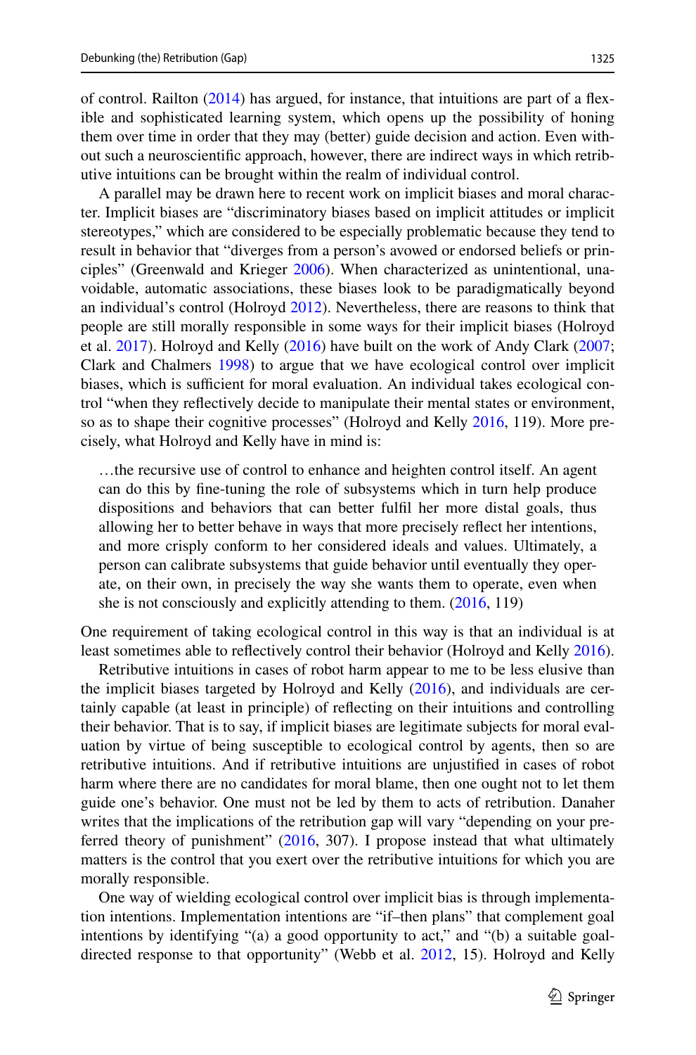of control. Railton (2014) has argued, for instance, that intuitions are part of a flexible and sophisticated learning system, which opens up the possibility of honing them over time in order that they may (better) guide decision and action. Even without such a neuroscientific approach, however, there are indirect ways in which retributive intuitions can be brought within the realm of individual control.

A parallel may be drawn here to recent work on implicit biases and moral character. Implicit biases are "discriminatory biases based on implicit attitudes or implicit stereotypes," which are considered to be especially problematic because they tend to result in behavior that "diverges from a person's avowed or endorsed beliefs or principles" (Greenwald and Krieger 2006). When characterized as unintentional, unavoidable, automatic associations, these biases look to be paradigmatically beyond an individual's control (Holroyd 2012). Nevertheless, there are reasons to think that people are still morally responsible in some ways for their implicit biases (Holroyd et al. 2017). Holroyd and Kelly (2016) have built on the work of Andy Clark (2007; Clark and Chalmers 1998) to argue that we have ecological control over implicit biases, which is sufficient for moral evaluation. An individual takes ecological control "when they reflectively decide to manipulate their mental states or environment, so as to shape their cognitive processes" (Holroyd and Kelly 2016, 119). More precisely, what Holroyd and Kelly have in mind is:

> …the recursive use of control to enhance and heighten control itself. An agent can do this by fine-tuning the role of subsystems which in turn help produce dispositions and behaviors that can better fulfil her more distal goals, thus allowing her to better behave in ways that more precisely reflect her intentions, and more crisply conform to her considered ideals and values. Ultimately, a person can calibrate subsystems that guide behavior until eventually they operate, on their own, in precisely the way she wants them to operate, even when she is not consciously and explicitly attending to them. (2016, 119)

One requirement of taking ecological control in this way is that an individual is at least sometimes able to reflectively control their behavior (Holroyd and Kelly 2016).

Retributive intuitions in cases of robot harm appear to me to be less elusive than the implicit biases targeted by Holroyd and Kelly (2016), and individuals are certainly capable (at least in principle) of reflecting on their intuitions and controlling their behavior. That is to say, if implicit biases are legitimate subjects for moral evaluation by virtue of being susceptible to ecological control by agents, then so are retributive intuitions. And if retributive intuitions are unjustified in cases of robot harm where there are no candidates for moral blame, then one ought not to let them guide one's behavior. One must not be led by them to acts of retribution. Danaher writes that the implications of the retribution gap will vary "depending on your preferred theory of punishment" (2016, 307). I propose instead that what ultimately matters is the control that you exert over the retributive intuitions for which you are morally responsible.

One way of wielding ecological control over implicit bias is through implementation intentions. Implementation intentions are "if–then plans" that complement goal intentions by identifying "(a) a good opportunity to act," and "(b) a suitable goal-directed response to that opportunity" (Webb et al. 2012, 15). Holroyd and Kelly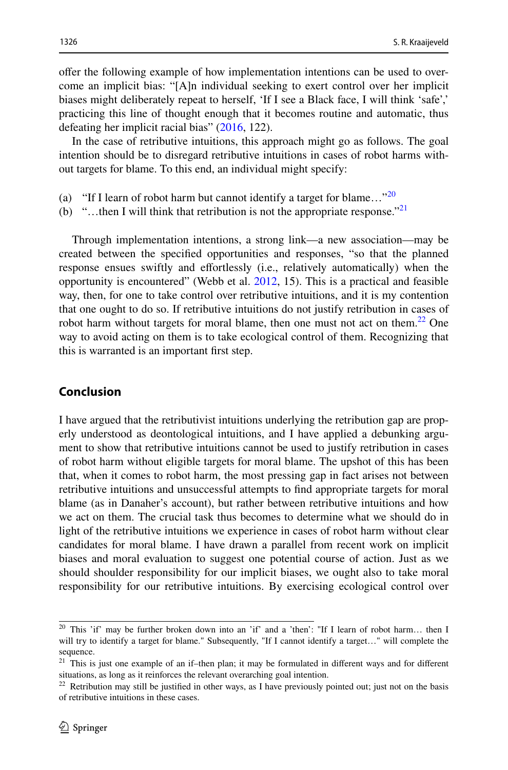offer the following example of how implementation intentions can be used to overcome an implicit bias: "[A]n individual seeking to exert control over her implicit biases might deliberately repeat to herself, 'If I see a Black face, I will think 'safe',' practicing this line of thought enough that it becomes routine and automatic, thus defeating her implicit racial bias" (2016, 122).

In the case of retributive intuitions, this approach might go as follows. The goal intention should be to disregard retributive intuitions in cases of robot harms without targets for blame. To this end, an individual might specify:

(a) "If I learn of robot harm but cannot identify a target for blame…"[20]
(b) "…then I will think that retribution is not the appropriate response."[21]

Through implementation intentions, a strong link—a new association—may be created between the specified opportunities and responses, "so that the planned response ensues swiftly and effortlessly (i.e., relatively automatically) when the opportunity is encountered" (Webb et al. 2012, 15). This is a practical and feasible way, then, for one to take control over retributive intuitions, and it is my contention that one ought to do so. If retributive intuitions do not justify retribution in cases of robot harm without targets for moral blame, then one must not act on them.[22] One way to avoid acting on them is to take ecological control of them. Recognizing that this is warranted is an important first step.

## Conclusion

I have argued that the retributivist intuitions underlying the retribution gap are properly understood as deontological intuitions, and I have applied a debunking argument to show that retributive intuitions cannot be used to justify retribution in cases of robot harm without eligible targets for moral blame. The upshot of this has been that, when it comes to robot harm, the most pressing gap in fact arises not between retributive intuitions and unsuccessful attempts to find appropriate targets for moral blame (as in Danaher's account), but rather between retributive intuitions and how we act on them. The crucial task thus becomes to determine what we should do in light of the retributive intuitions we experience in cases of robot harm without clear candidates for moral blame. I have drawn a parallel from recent work on implicit biases and moral evaluation to suggest one potential course of action. Just as we should shoulder responsibility for our implicit biases, we ought also to take moral responsibility for our retributive intuitions. By exercising ecological control over

[20] This 'if' may be further broken down into an 'if' and a 'then': "If I learn of robot harm… then I will try to identify a target for blame." Subsequently, "If I cannot identify a target…" will complete the sequence.

[21] This is just one example of an if–then plan; it may be formulated in different ways and for different situations, as long as it reinforces the relevant overarching goal intention.

[22] Retribution may still be justified in other ways, as I have previously pointed out; just not on the basis of retributive intuitions in these cases.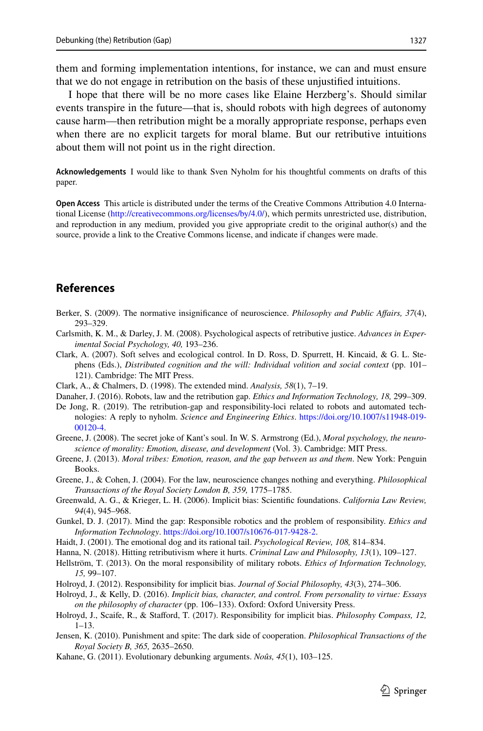them and forming implementation intentions, for instance, we can and must ensure that we do not engage in retribution on the basis of these unjustified intuitions.

I hope that there will be no more cases like Elaine Herzberg's. Should similar events transpire in the future—that is, should robots with high degrees of autonomy cause harm—then retribution might be a morally appropriate response, perhaps even when there are no explicit targets for moral blame. But our retributive intuitions about them will not point us in the right direction.

**Acknowledgements** I would like to thank Sven Nyholm for his thoughtful comments on drafts of this paper.

**Open Access** This article is distributed under the terms of the Creative Commons Attribution 4.0 International License (http://creativecommons.org/licenses/by/4.0/), which permits unrestricted use, distribution, and reproduction in any medium, provided you give appropriate credit to the original author(s) and the source, provide a link to the Creative Commons license, and indicate if changes were made.

## References

Berker, S. (2009). The normative insignificance of neuroscience. *Philosophy and Public Affairs, 37*(4), 293–329.

Carlsmith, K. M., & Darley, J. M. (2008). Psychological aspects of retributive justice. *Advances in Experimental Social Psychology, 40,* 193–236.

Clark, A. (2007). Soft selves and ecological control. In D. Ross, D. Spurrett, H. Kincaid, & G. L. Stephens (Eds.), *Distributed cognition and the will: Individual volition and social context* (pp. 101–121). Cambridge: The MIT Press.

Clark, A., & Chalmers, D. (1998). The extended mind. *Analysis, 58*(1), 7–19.

Danaher, J. (2016). Robots, law and the retribution gap. *Ethics and Information Technology, 18,* 299–309.

De Jong, R. (2019). The retribution-gap and responsibility-loci related to robots and automated technologies: A reply to nyholm. *Science and Engineering Ethics*. https://doi.org/10.1007/s11948-019-00120-4.

Greene, J. (2008). The secret joke of Kant's soul. In W. S. Armstrong (Ed.), *Moral psychology, the neuroscience of morality: Emotion, disease, and development* (Vol. 3). Cambridge: MIT Press.

Greene, J. (2013). *Moral tribes: Emotion, reason, and the gap between us and them*. New York: Penguin Books.

Greene, J., & Cohen, J. (2004). For the law, neuroscience changes nothing and everything. *Philosophical Transactions of the Royal Society London B, 359,* 1775–1785.

Greenwald, A. G., & Krieger, L. H. (2006). Implicit bias: Scientific foundations. *California Law Review, 94*(4), 945–968.

Gunkel, D. J. (2017). Mind the gap: Responsible robotics and the problem of responsibility. *Ethics and Information Technology*. https://doi.org/10.1007/s10676-017-9428-2.

Haidt, J. (2001). The emotional dog and its rational tail. *Psychological Review, 108,* 814–834.

Hanna, N. (2018). Hitting retributivism where it hurts. *Criminal Law and Philosophy, 13*(1), 109–127.

Hellström, T. (2013). On the moral responsibility of military robots. *Ethics of Information Technology, 15,* 99–107.

Holroyd, J. (2012). Responsibility for implicit bias. *Journal of Social Philosophy, 43*(3), 274–306.

Holroyd, J., & Kelly, D. (2016). *Implicit bias, character, and control. From personality to virtue: Essays on the philosophy of character* (pp. 106–133). Oxford: Oxford University Press.

Holroyd, J., Scaife, R., & Stafford, T. (2017). Responsibility for implicit bias. *Philosophy Compass, 12,* 1–13.

Jensen, K. (2010). Punishment and spite: The dark side of cooperation. *Philosophical Transactions of the Royal Society B, 365,* 2635–2650.

Kahane, G. (2011). Evolutionary debunking arguments. *Noûs, 45*(1), 103–125.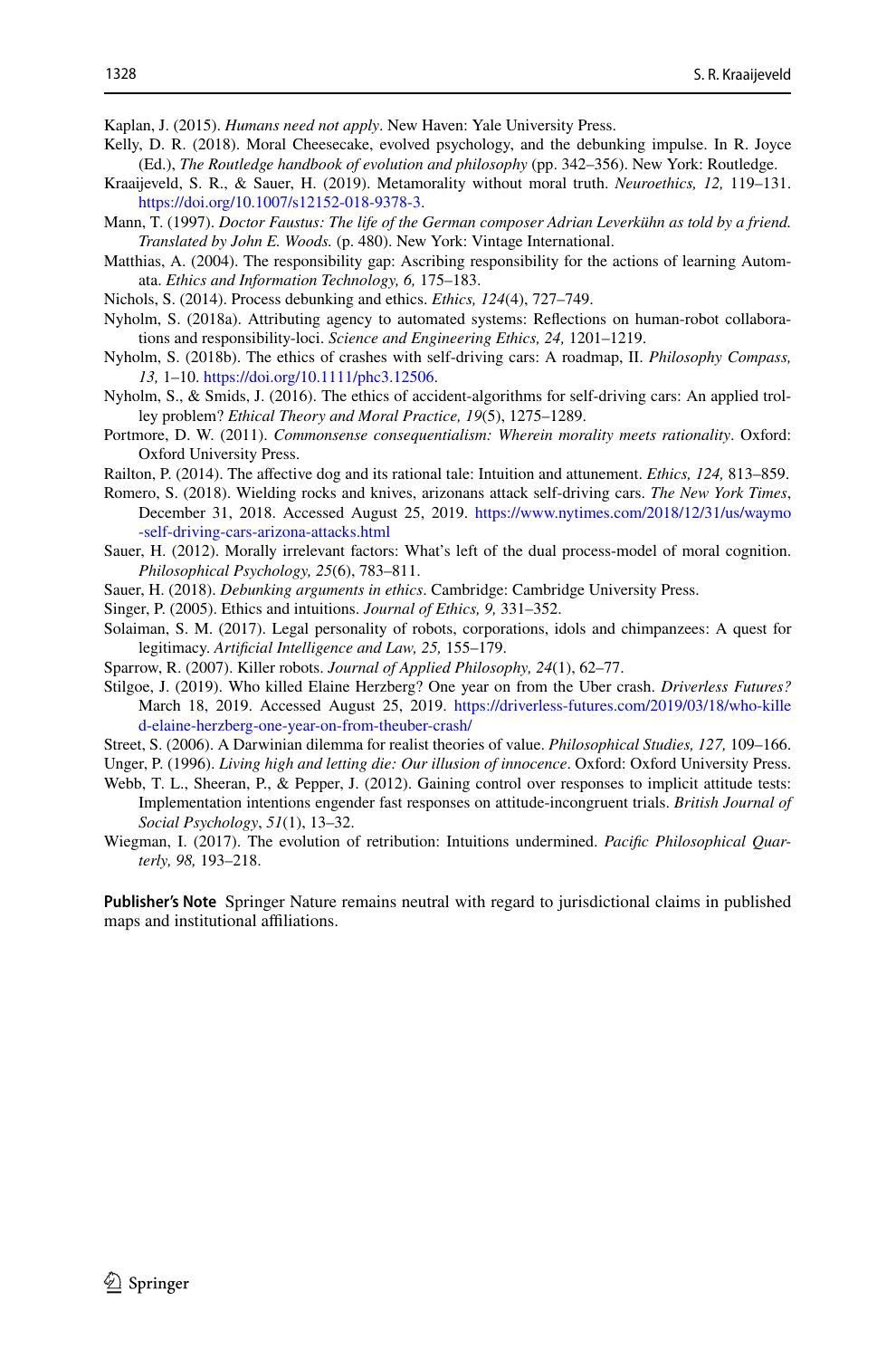Kaplan, J. (2015). *Humans need not apply*. New Haven: Yale University Press.

Kelly, D. R. (2018). Moral Cheesecake, evolved psychology, and the debunking impulse. In R. Joyce (Ed.), *The Routledge handbook of evolution and philosophy* (pp. 342–356). New York: Routledge.

Kraaijeveld, S. R., & Sauer, H. (2019). Metamorality without moral truth. *Neuroethics, 12,* 119–131. https://doi.org/10.1007/s12152-018-9378-3.

Mann, T. (1997). *Doctor Faustus: The life of the German composer Adrian Leverkühn as told by a friend. Translated by John E. Woods.* (p. 480). New York: Vintage International.

Matthias, A. (2004). The responsibility gap: Ascribing responsibility for the actions of learning Automata. *Ethics and Information Technology, 6,* 175–183.

Nichols, S. (2014). Process debunking and ethics. *Ethics, 124*(4), 727–749.

Nyholm, S. (2018a). Attributing agency to automated systems: Reflections on human-robot collaborations and responsibility-loci. *Science and Engineering Ethics, 24,* 1201–1219.

Nyholm, S. (2018b). The ethics of crashes with self-driving cars: A roadmap, II. *Philosophy Compass, 13,* 1–10. https://doi.org/10.1111/phc3.12506.

Nyholm, S., & Smids, J. (2016). The ethics of accident-algorithms for self-driving cars: An applied trolley problem? *Ethical Theory and Moral Practice, 19*(5), 1275–1289.

Portmore, D. W. (2011). *Commonsense consequentialism: Wherein morality meets rationality*. Oxford: Oxford University Press.

Railton, P. (2014). The affective dog and its rational tale: Intuition and attunement. *Ethics, 124,* 813–859.

Romero, S. (2018). Wielding rocks and knives, arizonans attack self-driving cars. *The New York Times*, December 31, 2018. Accessed August 25, 2019. https://www.nytimes.com/2018/12/31/us/waymo-self-driving-cars-arizona-attacks.html

Sauer, H. (2012). Morally irrelevant factors: What's left of the dual process-model of moral cognition. *Philosophical Psychology, 25*(6), 783–811.

Sauer, H. (2018). *Debunking arguments in ethics*. Cambridge: Cambridge University Press.

Singer, P. (2005). Ethics and intuitions. *Journal of Ethics, 9,* 331–352.

Solaiman, S. M. (2017). Legal personality of robots, corporations, idols and chimpanzees: A quest for legitimacy. *Artificial Intelligence and Law, 25,* 155–179.

Sparrow, R. (2007). Killer robots. *Journal of Applied Philosophy, 24*(1), 62–77.

Stilgoe, J. (2019). Who killed Elaine Herzberg? One year on from the Uber crash. *Driverless Futures?* March 18, 2019. Accessed August 25, 2019. https://driverless-futures.com/2019/03/18/who-killed-elaine-herzberg-one-year-on-from-theuber-crash/

Street, S. (2006). A Darwinian dilemma for realist theories of value. *Philosophical Studies, 127,* 109–166.

Unger, P. (1996). *Living high and letting die: Our illusion of innocence*. Oxford: Oxford University Press.

Webb, T. L., Sheeran, P., & Pepper, J. (2012). Gaining control over responses to implicit attitude tests: Implementation intentions engender fast responses on attitude-incongruent trials. *British Journal of Social Psychology*, *51*(1), 13–32.

Wiegman, I. (2017). The evolution of retribution: Intuitions undermined. *Pacific Philosophical Quarterly, 98,* 193–218.

**Publisher's Note** Springer Nature remains neutral with regard to jurisdictional claims in published maps and institutional affiliations.